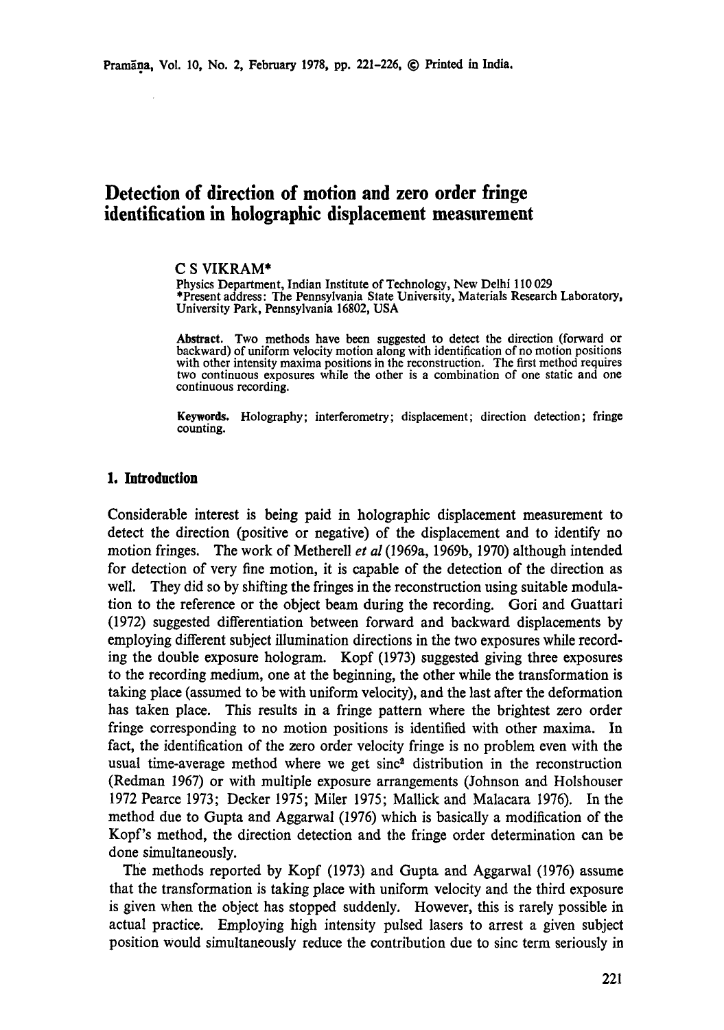# Detection of direction of motion and zero order fringe identification in holographic displacement measurement

C S VIKRAM*

Physics Department, Indian Institute of Technology, New Delhi 110 029

*Present address: The Pennsylvania State University, Materials Research Laboratory, University Park, Pennsylvania 16802, USA

**Abstract.** Two methods have been suggested to detect the direction (forward or backward) of uniform velocity motion along with identification of no motion positions with other intensity maxima positions in the reconstruction. The first method requires two continuous exposures while the other is a combination of one static and one continuous recording.

**Keywords.** Holography; interferometry; displacement; direction detection; fringe counting.

## 1. Introduction

Considerable interest is being paid in holographic displacement measurement to detect the direction (positive or negative) of the displacement and to identify no motion fringes. The work of Metherell *et al* (1969a, 1969b, 1970) although intended for detection of very fine motion, it is capable of the detection of the direction as well. They did so by shifting the fringes in the reconstruction using suitable modulation to the reference or the object beam during the recording. Gori and Guattari (1972) suggested differentiation between forward and backward displacements by employing different subject illumination directions in the two exposures while recording the double exposure hologram. Kopf (1973) suggested giving three exposures to the recording medium, one at the beginning, the other while the transformation is taking place (assumed to be with uniform velocity), and the last after the deformation has taken place. This results in a fringe pattern where the brightest zero order fringe corresponding to no motion positions is identified with other maxima. In fact, the identification of the zero order velocity fringe is no problem even with the usual time-average method where we get sinc$^2$ distribution in the reconstruction (Redman 1967) or with multiple exposure arrangements (Johnson and Holshouser 1972 Pearce 1973; Decker 1975; Miler 1975; Mallick and Malacara 1976). In the method due to Gupta and Aggarwal (1976) which is basically a modification of the Kopf's method, the direction detection and the fringe order determination can be done simultaneously.

The methods reported by Kopf (1973) and Gupta and Aggarwal (1976) assume that the transformation is taking place with uniform velocity and the third exposure is given when the object has stopped suddenly. However, this is rarely possible in actual practice. Employing high intensity pulsed lasers to arrest a given subject position would simultaneously reduce the contribution due to sinc term seriously in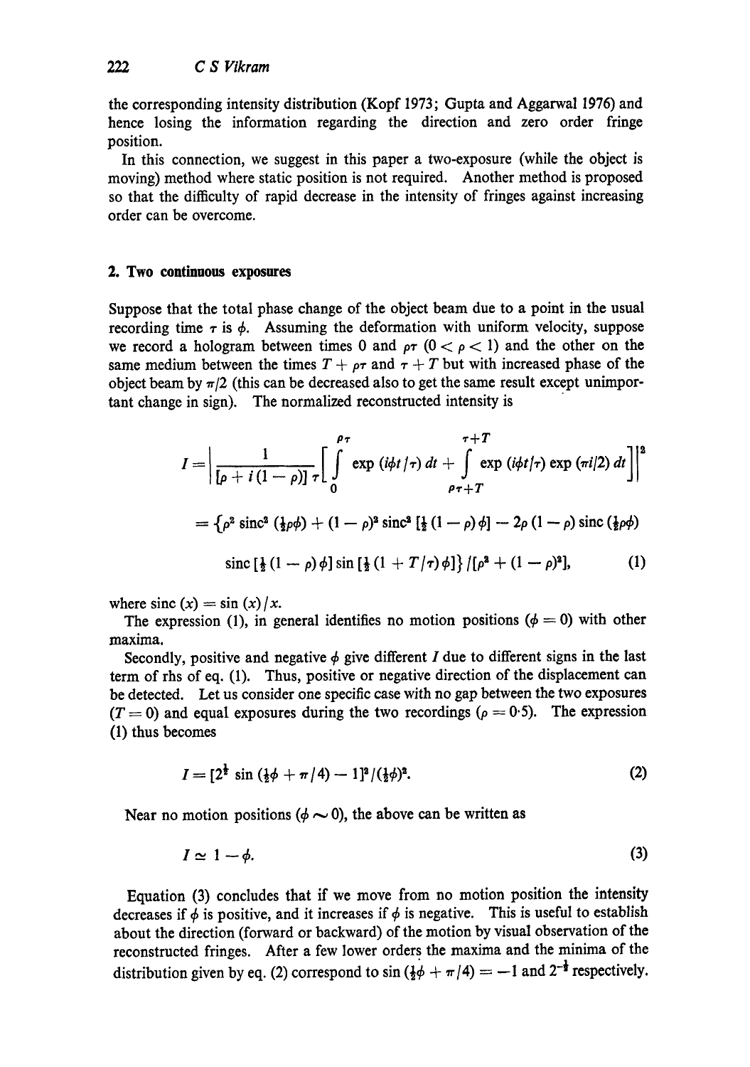the corresponding intensity distribution (Kopf 1973; Gupta and Aggarwal 1976) and hence losing the information regarding the direction and zero order fringe position.

In this connection, we suggest in this paper a two-exposure (while the object is moving) method where static position is not required. Another method is proposed so that the difficulty of rapid decrease in the intensity of fringes against increasing order can be overcome.

## 2. Two continuous exposures

Suppose that the total phase change of the object beam due to a point in the usual recording time $\tau$ is $\phi$. Assuming the deformation with uniform velocity, suppose we record a hologram between times 0 and $\rho\tau$ $(0 < \rho < 1)$ and the other on the same medium between the times $T + \rho\tau$ and $\tau + T$ but with increased phase of the object beam by $\pi/2$ (this can be decreased also to get the same result except unimportant change in sign). The normalized reconstructed intensity is

$$I = \left| \frac{1}{[\rho + i(1-\rho)]\,\tau} \left[ \int_{0}^{\rho\tau} \exp(i\phi t/\tau)\, dt + \int_{\rho\tau+T}^{\tau+T} \exp(i\phi t/\tau) \exp(\pi i/2)\, dt \right] \right|^2$$

$$= \{\rho^2 \operatorname{sinc}^2(\tfrac{1}{2}\rho\phi) + (1-\rho)^2 \operatorname{sinc}^2[\tfrac{1}{2}(1-\rho)\phi] - 2\rho(1-\rho)\operatorname{sinc}(\tfrac{1}{2}\rho\phi)$$

$$\operatorname{sinc}[\tfrac{1}{2}(1-\rho)\phi] \sin[\tfrac{1}{2}(1+T/\tau)\phi]\}/[\rho^2 + (1-\rho)^2], \tag{1}$$

where $\operatorname{sinc}(x) = \sin(x)/x$.

The expression (1), in general identifies no motion positions $(\phi = 0)$ with other maxima.

Secondly, positive and negative $\phi$ give different $I$ due to different signs in the last term of rhs of eq. (1). Thus, positive or negative direction of the displacement can be detected. Let us consider one specific case with no gap between the two exposures $(T = 0)$ and equal exposures during the two recordings $(\rho = 0{\cdot}5)$. The expression (1) thus becomes

$$I = [2^{\frac{1}{2}} \sin(\tfrac{1}{2}\phi + \pi/4) - 1]^2/(\tfrac{1}{2}\phi)^2. \tag{2}$$

Near no motion positions $(\phi \sim 0)$, the above can be written as

$$I \simeq 1 - \phi. \tag{3}$$

Equation (3) concludes that if we move from no motion position the intensity decreases if $\phi$ is positive, and it increases if $\phi$ is negative. This is useful to establish about the direction (forward or backward) of the motion by visual observation of the reconstructed fringes. After a few lower orders the maxima and the minima of the distribution given by eq. (2) correspond to $\sin(\tfrac{1}{2}\phi + \pi/4) = -1$ and $2^{-\frac{1}{2}}$ respectively.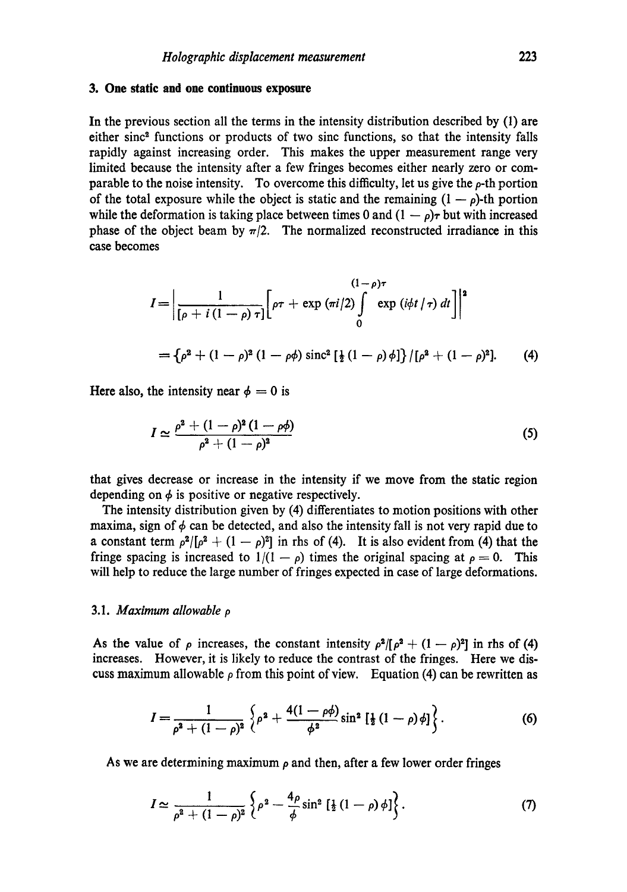## 3. One static and one continuous exposure

In the previous section all the terms in the intensity distribution described by (1) are either $\text{sinc}^2$ functions or products of two sinc functions, so that the intensity falls rapidly against increasing order. This makes the upper measurement range very limited because the intensity after a few fringes becomes either nearly zero or comparable to the noise intensity. To overcome this difficulty, let us give the $\rho$-th portion of the total exposure while the object is static and the remaining $(1-\rho)$-th portion while the deformation is taking place between times 0 and $(1-\rho)\tau$ but with increased phase of the object beam by $\pi/2$. The normalized reconstructed irradiance in this case becomes

$$I = \left| \frac{1}{[\rho + i(1-\rho)\tau]} \left[ \rho\tau + \exp(\pi i/2) \int_0^{(1-\rho)\tau} \exp(i\phi t/\tau)\, dt \right] \right|^2$$

$$= \{\rho^2 + (1-\rho)^2 (1-\rho\phi)\, \text{sinc}^2 [\tfrac{1}{2}(1-\rho)\phi]\} / [\rho^2 + (1-\rho)^2]. \tag{4}$$

Here also, the intensity near $\phi = 0$ is

$$I \simeq \frac{\rho^2 + (1-\rho)^2(1-\rho\phi)}{\rho^2 + (1-\rho)^2} \tag{5}$$

that gives decrease or increase in the intensity if we move from the static region depending on $\phi$ is positive or negative respectively.

The intensity distribution given by (4) differentiates to motion positions with other maxima, sign of $\phi$ can be detected, and also the intensity fall is not very rapid due to a constant term $\rho^2/[\rho^2 + (1-\rho)^2]$ in rhs of (4). It is also evident from (4) that the fringe spacing is increased to $1/(1-\rho)$ times the original spacing at $\rho = 0$. This will help to reduce the large number of fringes expected in case of large deformations.

### 3.1. *Maximum allowable* $\rho$

As the value of $\rho$ increases, the constant intensity $\rho^2/[\rho^2 + (1-\rho)^2]$ in rhs of (4) increases. However, it is likely to reduce the contrast of the fringes. Here we discuss maximum allowable $\rho$ from this point of view. Equation (4) can be rewritten as

$$I = \frac{1}{\rho^2 + (1-\rho)^2} \left\{ \rho^2 + \frac{4(1-\rho\phi)}{\phi^2} \sin^2 [\tfrac{1}{2}(1-\rho)\phi] \right\}. \tag{6}$$

As we are determining maximum $\rho$ and then, after a few lower order fringes

$$I \simeq \frac{1}{\rho^2 + (1-\rho)^2} \left\{ \rho^2 - \frac{4\rho}{\phi} \sin^2 [\tfrac{1}{2}(1-\rho)\phi] \right\}. \tag{7}$$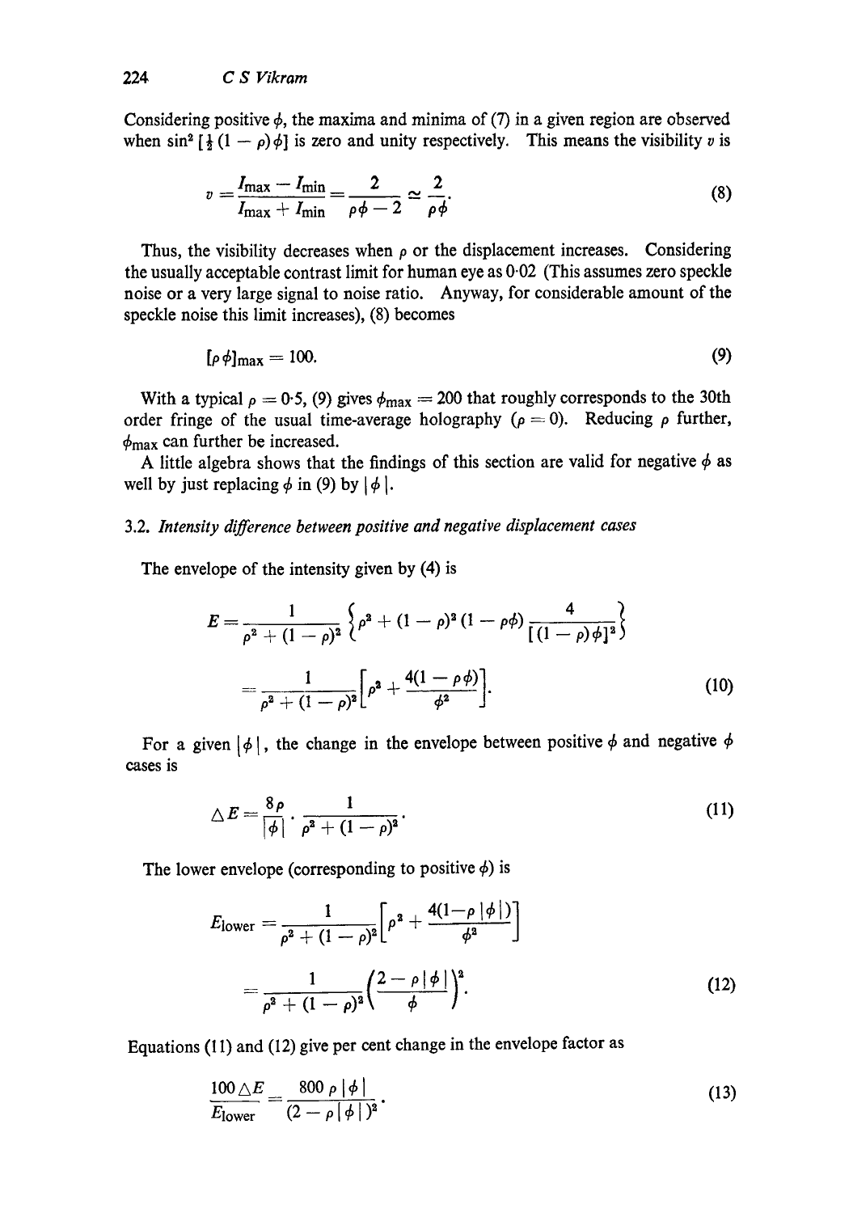Considering positive $\phi$, the maxima and minima of (7) in a given region are observed when $\sin^2 [\frac{1}{2}(1-\rho)\phi]$ is zero and unity respectively. This means the visibility $v$ is

$$v = \frac{I_{\max} - I_{\min}}{I_{\max} + I_{\min}} = \frac{2}{\rho\phi - 2} \simeq \frac{2}{\rho\phi}. \tag{8}$$

Thus, the visibility decreases when $\rho$ or the displacement increases. Considering the usually acceptable contrast limit for human eye as 0·02 (This assumes zero speckle noise or a very large signal to noise ratio. Anyway, for considerable amount of the speckle noise this limit increases), (8) becomes

$$[\rho\phi]_{\max} = 100. \tag{9}$$

With a typical $\rho = 0{\cdot}5$, (9) gives $\phi_{\max} = 200$ that roughly corresponds to the 30th order fringe of the usual time-average holography ($\rho = 0$). Reducing $\rho$ further, $\phi_{\max}$ can further be increased.

A little algebra shows that the findings of this section are valid for negative $\phi$ as well by just replacing $\phi$ in (9) by $|\phi|$.

### 3.2. *Intensity difference between positive and negative displacement cases*

The envelope of the intensity given by (4) is

$$E = \frac{1}{\rho^2 + (1-\rho)^2}\left\{\rho^2 + (1-\rho)^2(1-\rho\phi)\frac{4}{[(1-\rho)\phi]^2}\right\}$$

$$= \frac{1}{\rho^2 + (1-\rho)^2}\left[\rho^2 + \frac{4(1-\rho\phi)}{\phi^2}\right]. \tag{10}$$

For a given $|\phi|$, the change in the envelope between positive $\phi$ and negative $\phi$ cases is

$$\triangle E = \frac{8\rho}{|\phi|} \cdot \frac{1}{\rho^2 + (1-\rho)^2}. \tag{11}$$

The lower envelope (corresponding to positive $\phi$) is

$$E_{\text{lower}} = \frac{1}{\rho^2 + (1-\rho)^2}\left[\rho^2 + \frac{4(1-\rho|\phi|)}{\phi^2}\right]$$

$$= \frac{1}{\rho^2 + (1-\rho)^2}\left(\frac{2-\rho|\phi|}{\phi}\right)^2. \tag{12}$$

Equations (11) and (12) give per cent change in the envelope factor as

$$\frac{100\triangle E}{E_{\text{lower}}} = \frac{800\,\rho\,|\phi|}{(2-\rho|\phi|)^2}. \tag{13}$$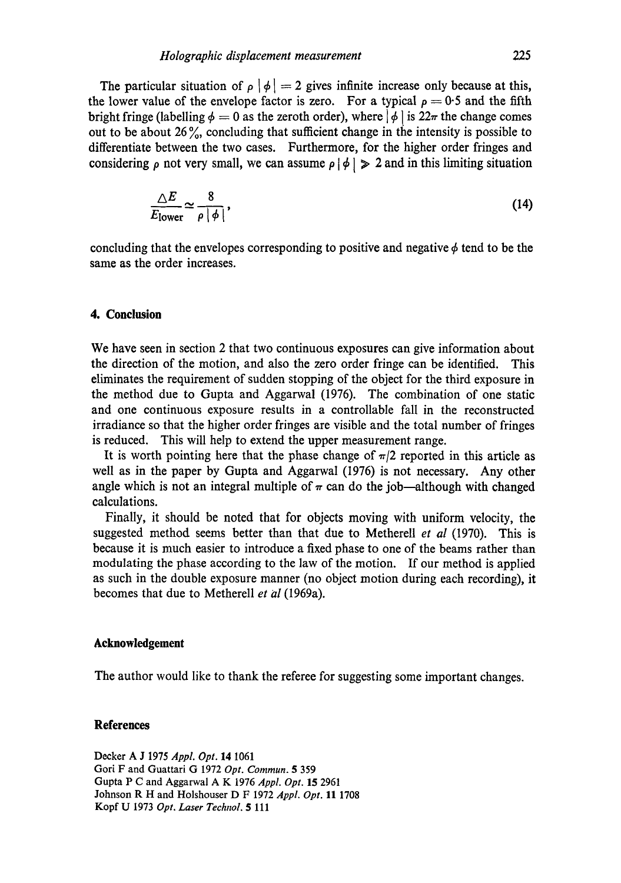The particular situation of $\rho\,|\phi| = 2$ gives infinite increase only because at this, the lower value of the envelope factor is zero. For a typical $\rho = 0{\cdot}5$ and the fifth bright fringe (labelling $\phi = 0$ as the zeroth order), where $|\phi|$ is $22\pi$ the change comes out to be about 26%, concluding that sufficient change in the intensity is possible to differentiate between the two cases. Furthermore, for the higher order fringes and considering $\rho$ not very small, we can assume $\rho\,|\phi| \gg 2$ and in this limiting situation

$$\frac{\triangle E}{E_{\text{lower}}} \simeq \frac{8}{\rho\,|\phi|}, \tag{14}$$

concluding that the envelopes corresponding to positive and negative $\phi$ tend to be the same as the order increases.

## 4. Conclusion

We have seen in section 2 that two continuous exposures can give information about the direction of the motion, and also the zero order fringe can be identified. This eliminates the requirement of sudden stopping of the object for the third exposure in the method due to Gupta and Aggarwal (1976). The combination of one static and one continuous exposure results in a controllable fall in the reconstructed irradiance so that the higher order fringes are visible and the total number of fringes is reduced. This will help to extend the upper measurement range.

It is worth pointing here that the phase change of $\pi/2$ reported in this article as well as in the paper by Gupta and Aggarwal (1976) is not necessary. Any other angle which is not an integral multiple of $\pi$ can do the job—although with changed calculations.

Finally, it should be noted that for objects moving with uniform velocity, the suggested method seems better than that due to Metherell *et al* (1970). This is because it is much easier to introduce a fixed phase to one of the beams rather than modulating the phase according to the law of the motion. If our method is applied as such in the double exposure manner (no object motion during each recording), it becomes that due to Metherell *et al* (1969a).

## Acknowledgement

The author would like to thank the referee for suggesting some important changes.

## References

Decker A J 1975 *Appl. Opt.* **14** 1061

Gori F and Guattari G 1972 *Opt. Commun.* **5** 359

Gupta P C and Aggarwal A K 1976 *Appl. Opt.* **15** 2961

Johnson R H and Holshouser D F 1972 *Appl. Opt.* **11** 1708

Kopf U 1973 *Opt. Laser Technol.* **5** 111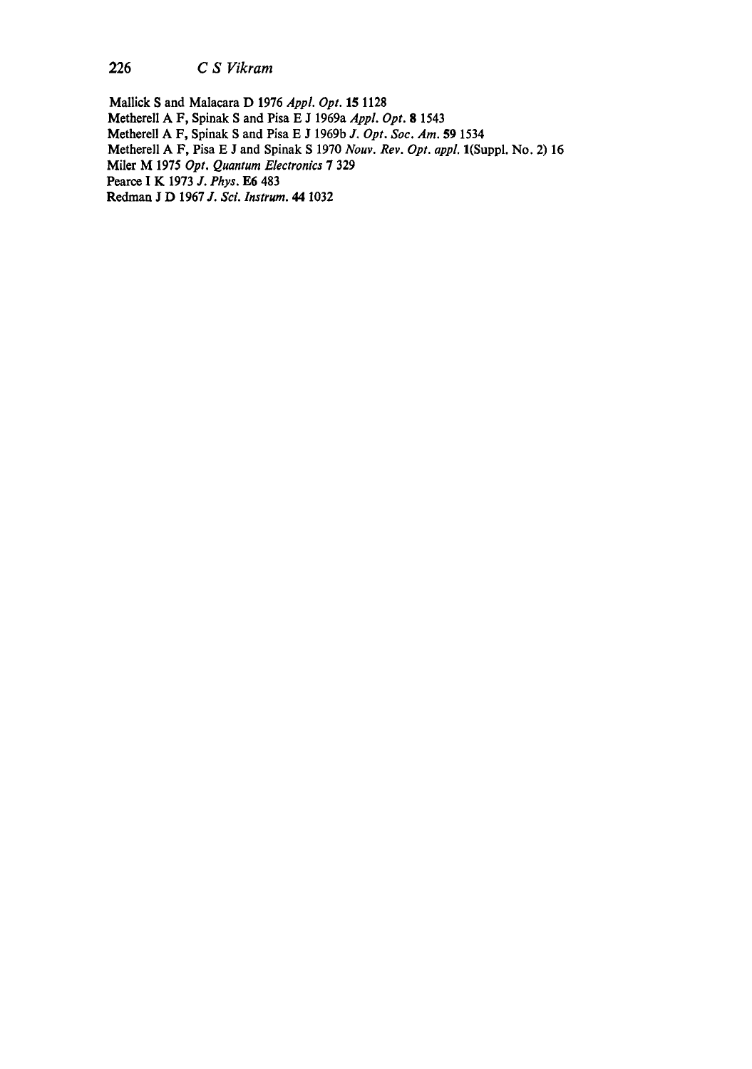Mallick S and Malacara D 1976 *Appl. Opt.* **15** 1128

Metherell A F, Spinak S and Pisa E J 1969a *Appl. Opt.* **8** 1543

Metherell A F, Spinak S and Pisa E J 1969b *J. Opt. Soc. Am.* **59** 1534

Metherell A F, Pisa E J and Spinak S 1970 *Nouv. Rev. Opt. appl.* **1**(Suppl. No. 2) 16

Miler M 1975 *Opt. Quantum Electronics* **7** 329

Pearce I K 1973 *J. Phys.* **E6** 483

Redman J D 1967 *J. Sci. Instrum.* **44** 1032